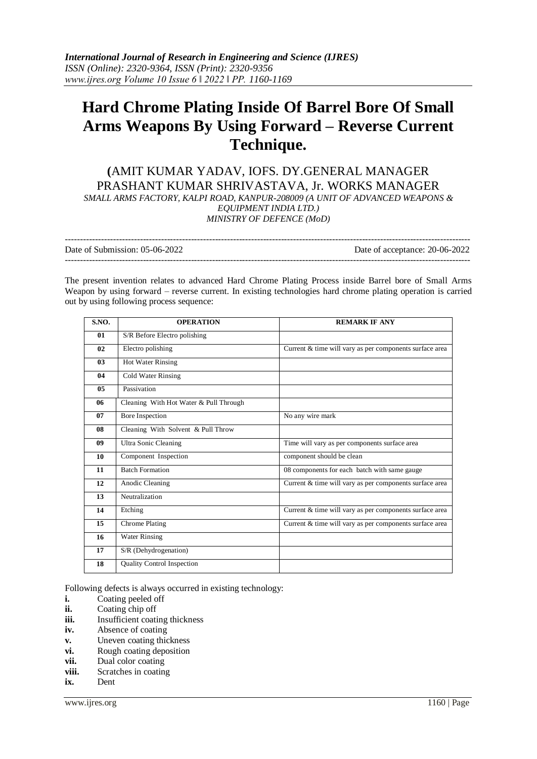# Hard Chrome Plating Inside Of Barrel Bore Of Small Arms Weapons By Using Forward – Reverse Current Technique.

**(**AMIT KUMAR YADAV, IOFS. DY.GENERAL MANAGER
PRASHANT KUMAR SHRIVASTAVA, Jr. WORKS MANAGER

*SMALL ARMS FACTORY, KALPI ROAD, KANPUR-208009 (A UNIT OF ADVANCED WEAPONS & EQUIPMENT INDIA LTD.)*
*MINISTRY OF DEFENCE (MoD)*

---

Date of Submission: 05-06-2022 Date of acceptance: 20-06-2022

---

The present invention relates to advanced Hard Chrome Plating Process inside Barrel bore of Small Arms Weapon by using forward – reverse current. In existing technologies hard chrome plating operation is carried out by using following process sequence:

| S.NO. | OPERATION | REMARK IF ANY |
|---|---|---|
| 01 | S/R Before Electro polishing | |
| 02 | Electro polishing | Current & time will vary as per components surface area |
| 03 | Hot Water Rinsing | |
| 04 | Cold Water Rinsing | |
| 05 | Passivation | |
| 06 | Cleaning With Hot Water & Pull Through | |
| 07 | Bore Inspection | No any wire mark |
| 08 | Cleaning With Solvent & Pull Throw | |
| 09 | Ultra Sonic Cleaning | Time will vary as per components surface area |
| 10 | Component Inspection | component should be clean |
| 11 | Batch Formation | 08 components for each batch with same gauge |
| 12 | Anodic Cleaning | Current & time will vary as per components surface area |
| 13 | Neutralization | |
| 14 | Etching | Current & time will vary as per components surface area |
| 15 | Chrome Plating | Current & time will vary as per components surface area |
| 16 | Water Rinsing | |
| 17 | S/R (Dehydrogenation) | |
| 18 | Quality Control Inspection | |

Following defects is always occurred in existing technology:

- **i.** Coating peeled off
- **ii.** Coating chip off
- **iii.** Insufficient coating thickness
- **iv.** Absence of coating
- **v.** Uneven coating thickness
- **vi.** Rough coating deposition
- **vii.** Dual color coating
- **viii.** Scratches in coating
- **ix.** Dent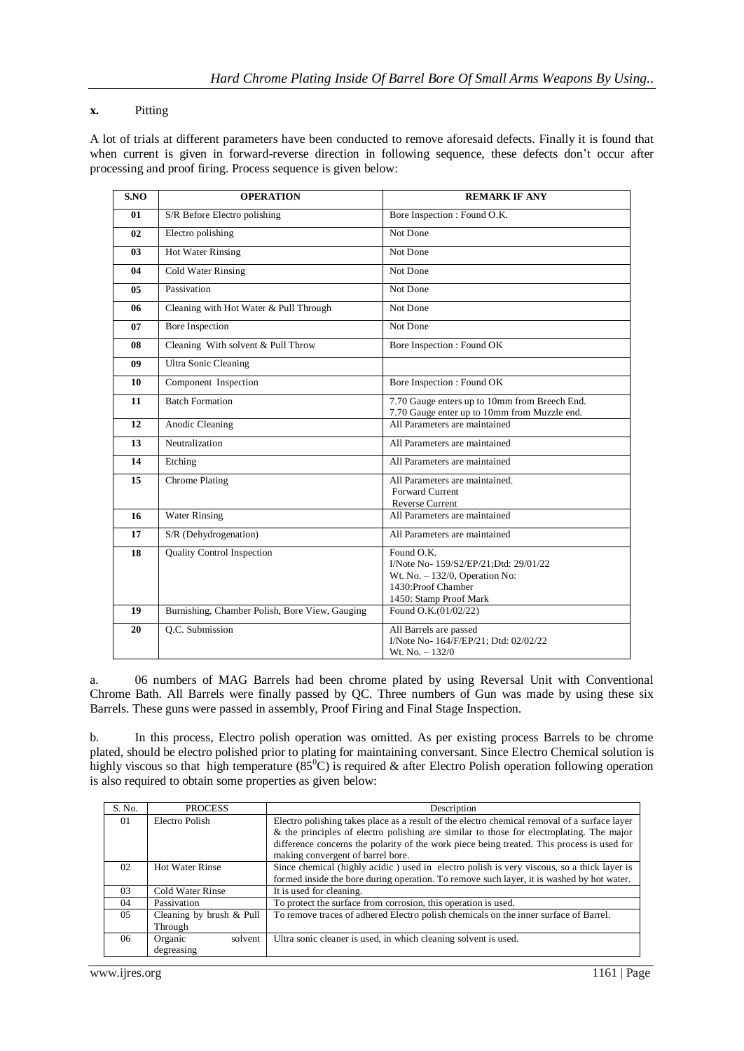**x.** Pitting

A lot of trials at different parameters have been conducted to remove aforesaid defects. Finally it is found that when current is given in forward-reverse direction in following sequence, these defects don't occur after processing and proof firing. Process sequence is given below:

| S.NO | OPERATION | REMARK IF ANY |
|---|---|---|
| 01 | S/R Before Electro polishing | Bore Inspection : Found O.K. |
| 02 | Electro polishing | Not Done |
| 03 | Hot Water Rinsing | Not Done |
| 04 | Cold Water Rinsing | Not Done |
| 05 | Passivation | Not Done |
| 06 | Cleaning with Hot Water & Pull Through | Not Done |
| 07 | Bore Inspection | Not Done |
| 08 | Cleaning With solvent & Pull Throw | Bore Inspection : Found OK |
| 09 | Ultra Sonic Cleaning | |
| 10 | Component Inspection | Bore Inspection : Found OK |
| 11 | Batch Formation | 7.70 Gauge enters up to 10mm from Breech End. 7.70 Gauge enter up to 10mm from Muzzle end. |
| 12 | Anodic Cleaning | All Parameters are maintained |
| 13 | Neutralization | All Parameters are maintained |
| 14 | Etching | All Parameters are maintained |
| 15 | Chrome Plating | All Parameters are maintained. Forward Current Reverse Current |
| 16 | Water Rinsing | All Parameters are maintained |
| 17 | S/R (Dehydrogenation) | All Parameters are maintained |
| 18 | Quality Control Inspection | Found O.K. I/Note No- 159/S2/EP/21;Dtd: 29/01/22 Wt. No. – 132/0, Operation No: 1430:Proof Chamber 1450: Stamp Proof Mark |
| 19 | Burnishing, Chamber Polish, Bore View, Gauging | Found O.K.(01/02/22) |
| 20 | Q.C. Submission | All Barrels are passed I/Note No- 164/F/EP/21; Dtd: 02/02/22 Wt. No. – 132/0 |

a. 06 numbers of MAG Barrels had been chrome plated by using Reversal Unit with Conventional Chrome Bath. All Barrels were finally passed by QC. Three numbers of Gun was made by using these six Barrels. These guns were passed in assembly, Proof Firing and Final Stage Inspection.

b. In this process, Electro polish operation was omitted. As per existing process Barrels to be chrome plated, should be electro polished prior to plating for maintaining conversant. Since Electro Chemical solution is highly viscous so that high temperature ($85^0$C) is required & after Electro Polish operation following operation is also required to obtain some properties as given below:

| S. No. | PROCESS | Description |
|---|---|---|
| 01 | Electro Polish | Electro polishing takes place as a result of the electro chemical removal of a surface layer & the principles of electro polishing are similar to those for electroplating. The major difference concerns the polarity of the work piece being treated. This process is used for making convergent of barrel bore. |
| 02 | Hot Water Rinse | Since chemical (highly acidic ) used in electro polish is very viscous, so a thick layer is formed inside the bore during operation. To remove such layer, it is washed by hot water. |
| 03 | Cold Water Rinse | It is used for cleaning. |
| 04 | Passivation | To protect the surface from corrosion, this operation is used. |
| 05 | Cleaning by brush & Pull Through | To remove traces of adhered Electro polish chemicals on the inner surface of Barrel. |
| 06 | Organic solvent degreasing | Ultra sonic cleaner is used, in which cleaning solvent is used. |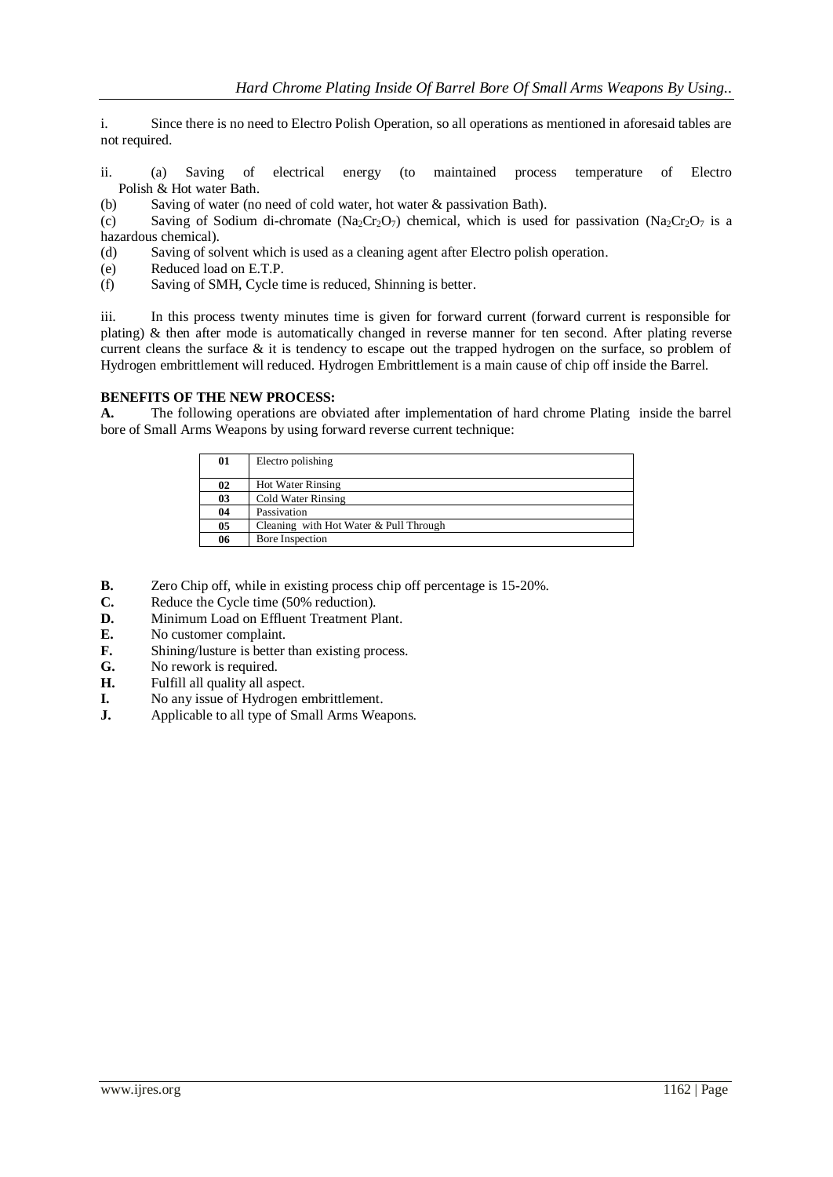i. Since there is no need to Electro Polish Operation, so all operations as mentioned in aforesaid tables are not required.

ii. (a) Saving of electrical energy (to maintained process temperature of Electro Polish & Hot water Bath.

(b) Saving of water (no need of cold water, hot water & passivation Bath).

(c) Saving of Sodium di-chromate ($Na_2Cr_2O_7$) chemical, which is used for passivation ($Na_2Cr_2O_7$ is a hazardous chemical).

(d) Saving of solvent which is used as a cleaning agent after Electro polish operation.

(e) Reduced load on E.T.P.

(f) Saving of SMH, Cycle time is reduced, Shinning is better.

iii. In this process twenty minutes time is given for forward current (forward current is responsible for plating) & then after mode is automatically changed in reverse manner for ten second. After plating reverse current cleans the surface & it is tendency to escape out the trapped hydrogen on the surface, so problem of Hydrogen embrittlement will reduced. Hydrogen Embrittlement is a main cause of chip off inside the Barrel.

**BENEFITS OF THE NEW PROCESS:**

**A.** The following operations are obviated after implementation of hard chrome Plating inside the barrel bore of Small Arms Weapons by using forward reverse current technique:

| | |
|---|---|
| **01** | Electro polishing |
| **02** | Hot Water Rinsing |
| **03** | Cold Water Rinsing |
| **04** | Passivation |
| **05** | Cleaning with Hot Water & Pull Through |
| **06** | Bore Inspection |

**B.** Zero Chip off, while in existing process chip off percentage is 15-20%.

**C.** Reduce the Cycle time (50% reduction).

**D.** Minimum Load on Effluent Treatment Plant.

**E.** No customer complaint.

**F.** Shining/lusture is better than existing process.

**G.** No rework is required.

**H.** Fulfill all quality all aspect.

**I.** No any issue of Hydrogen embrittlement.

**J.** Applicable to all type of Small Arms Weapons.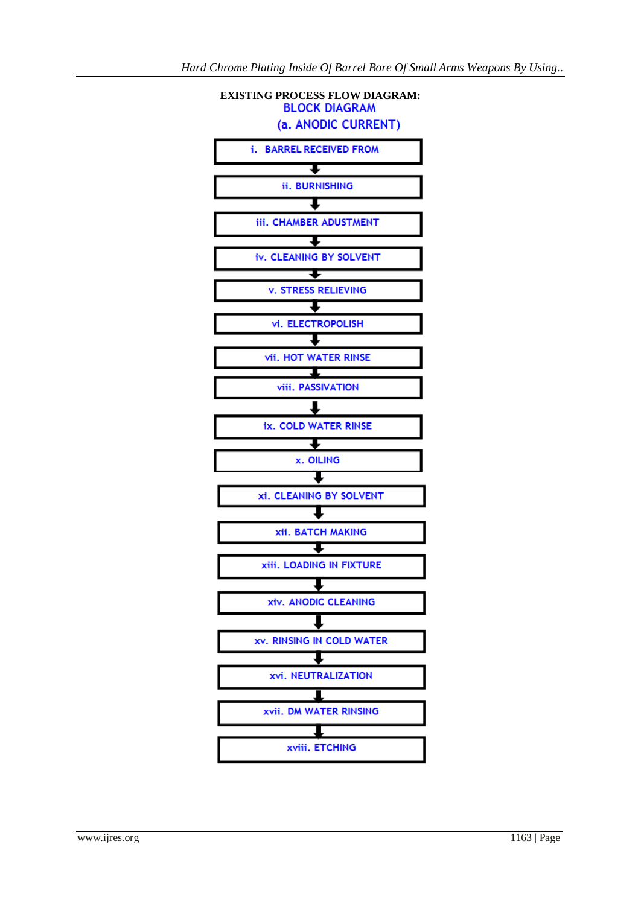**EXISTING PROCESS FLOW DIAGRAM:**

**BLOCK DIAGRAM**

**(a. ANODIC CURRENT)**

i. BARREL RECEIVED FROM

↓

ii. BURNISHING

↓

iii. CHAMBER ADUSTMENT

↓

iv. CLEANING BY SOLVENT

↓

v. STRESS RELIEVING

↓

vi. ELECTROPOLISH

↓

vii. HOT WATER RINSE

↓

viii. PASSIVATION

↓

ix. COLD WATER RINSE

↓

x. OILING

↓

xi. CLEANING BY SOLVENT

↓

xii. BATCH MAKING

↓

xiii. LOADING IN FIXTURE

↓

xiv. ANODIC CLEANING

↓

xv. RINSING IN COLD WATER

↓

xvi. NEUTRALIZATION

↓

xvii. DM WATER RINSING

↓

xviii. ETCHING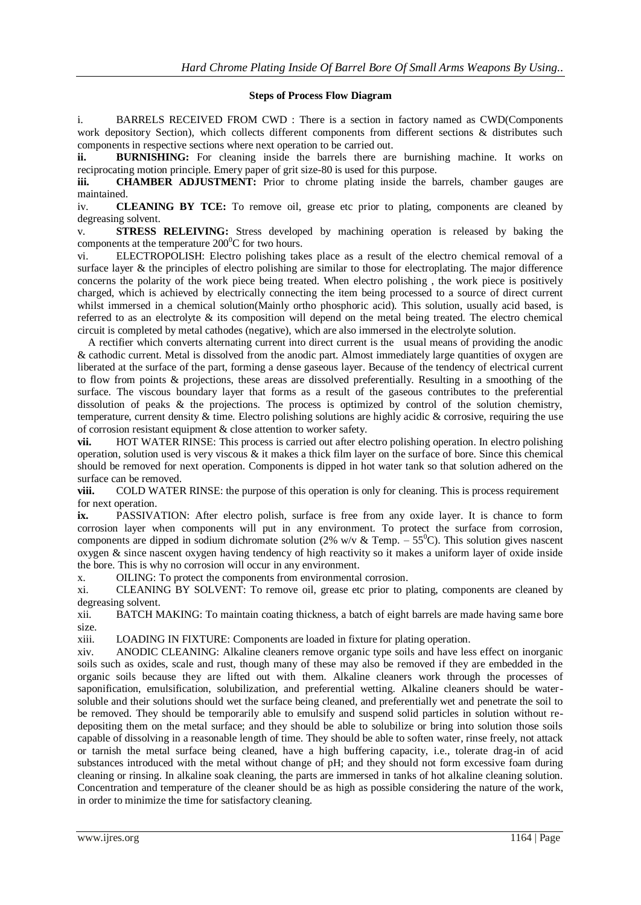**Steps of Process Flow Diagram**

i. BARRELS RECEIVED FROM CWD : There is a section in factory named as CWD(Components work depository Section), which collects different components from different sections & distributes such components in respective sections where next operation to be carried out.

**ii. BURNISHING:** For cleaning inside the barrels there are burnishing machine. It works on reciprocating motion principle. Emery paper of grit size-80 is used for this purpose.

**iii. CHAMBER ADJUSTMENT:** Prior to chrome plating inside the barrels, chamber gauges are maintained.

iv. **CLEANING BY TCE:** To remove oil, grease etc prior to plating, components are cleaned by degreasing solvent.

v. **STRESS RELEIVING:** Stress developed by machining operation is released by baking the components at the temperature $200^0$C for two hours.

vi. ELECTROPOLISH: Electro polishing takes place as a result of the electro chemical removal of a surface layer & the principles of electro polishing are similar to those for electroplating. The major difference concerns the polarity of the work piece being treated. When electro polishing , the work piece is positively charged, which is achieved by electrically connecting the item being processed to a source of direct current whilst immersed in a chemical solution(Mainly ortho phosphoric acid). This solution, usually acid based, is referred to as an electrolyte & its composition will depend on the metal being treated. The electro chemical circuit is completed by metal cathodes (negative), which are also immersed in the electrolyte solution.

A rectifier which converts alternating current into direct current is the usual means of providing the anodic & cathodic current. Metal is dissolved from the anodic part. Almost immediately large quantities of oxygen are liberated at the surface of the part, forming a dense gaseous layer. Because of the tendency of electrical current to flow from points & projections, these areas are dissolved preferentially. Resulting in a smoothing of the surface. The viscous boundary layer that forms as a result of the gaseous contributes to the preferential dissolution of peaks & the projections. The process is optimized by control of the solution chemistry, temperature, current density & time. Electro polishing solutions are highly acidic & corrosive, requiring the use of corrosion resistant equipment & close attention to worker safety.

**vii.** HOT WATER RINSE: This process is carried out after electro polishing operation. In electro polishing operation, solution used is very viscous & it makes a thick film layer on the surface of bore. Since this chemical should be removed for next operation. Components is dipped in hot water tank so that solution adhered on the surface can be removed.

**viii.** COLD WATER RINSE: the purpose of this operation is only for cleaning. This is process requirement for next operation.

**ix.** PASSIVATION: After electro polish, surface is free from any oxide layer. It is chance to form corrosion layer when components will put in any environment. To protect the surface from corrosion, components are dipped in sodium dichromate solution (2% w/v & Temp. – $55^0$C). This solution gives nascent oxygen & since nascent oxygen having tendency of high reactivity so it makes a uniform layer of oxide inside the bore. This is why no corrosion will occur in any environment.

x. OILING: To protect the components from environmental corrosion.

xi. CLEANING BY SOLVENT: To remove oil, grease etc prior to plating, components are cleaned by degreasing solvent.

xii. BATCH MAKING: To maintain coating thickness, a batch of eight barrels are made having same bore size.

xiii. LOADING IN FIXTURE: Components are loaded in fixture for plating operation.

xiv. ANODIC CLEANING: Alkaline cleaners remove organic type soils and have less effect on inorganic soils such as oxides, scale and rust, though many of these may also be removed if they are embedded in the organic soils because they are lifted out with them. Alkaline cleaners work through the processes of saponification, emulsification, solubilization, and preferential wetting. Alkaline cleaners should be water-soluble and their solutions should wet the surface being cleaned, and preferentially wet and penetrate the soil to be removed. They should be temporarily able to emulsify and suspend solid particles in solution without re-depositing them on the metal surface; and they should be able to solubilize or bring into solution those soils capable of dissolving in a reasonable length of time. They should be able to soften water, rinse freely, not attack or tarnish the metal surface being cleaned, have a high buffering capacity, i.e., tolerate drag-in of acid substances introduced with the metal without change of pH; and they should not form excessive foam during cleaning or rinsing. In alkaline soak cleaning, the parts are immersed in tanks of hot alkaline cleaning solution. Concentration and temperature of the cleaner should be as high as possible considering the nature of the work, in order to minimize the time for satisfactory cleaning.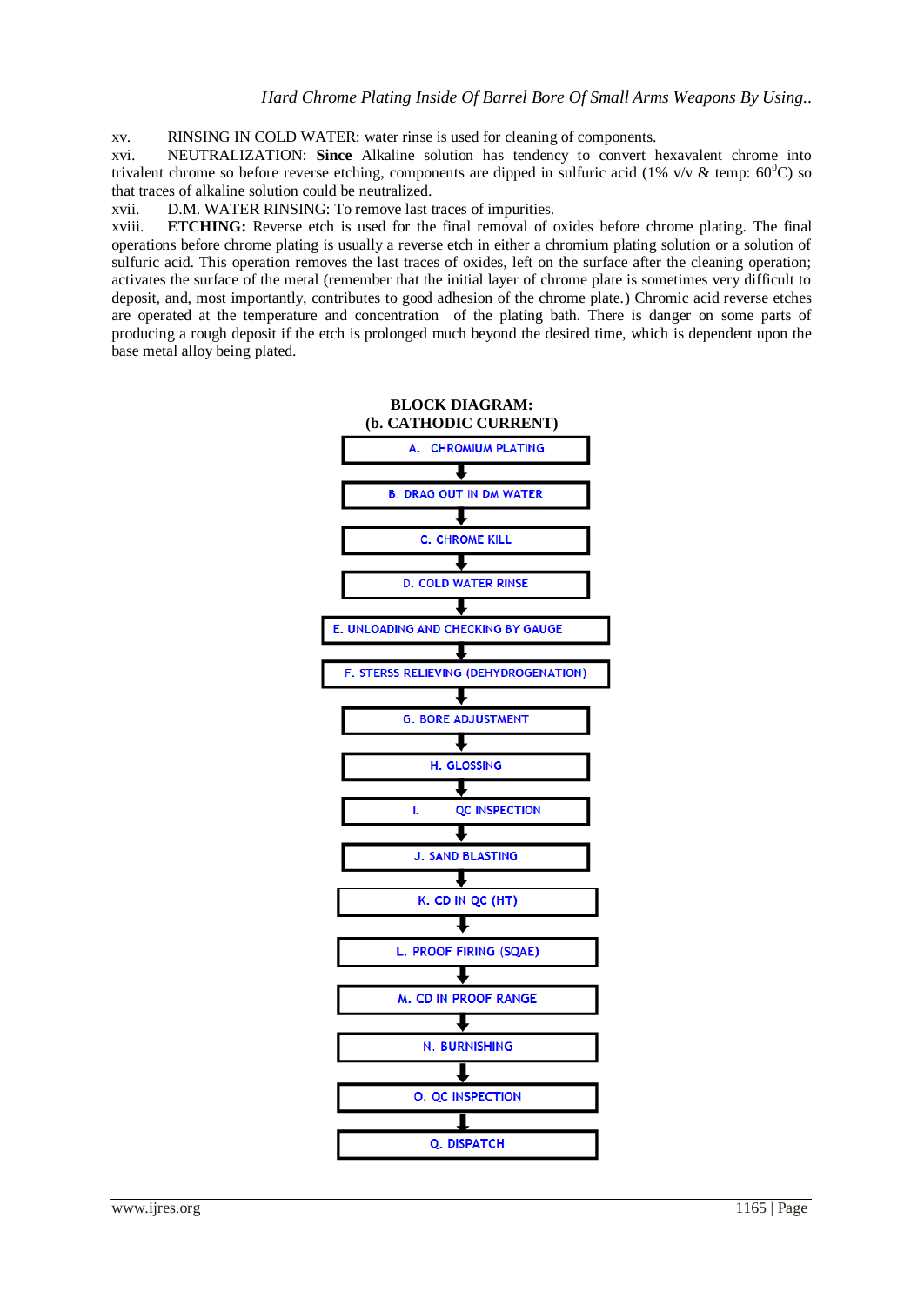xv. RINSING IN COLD WATER: water rinse is used for cleaning of components.

xvi. NEUTRALIZATION: **Since** Alkaline solution has tendency to convert hexavalent chrome into trivalent chrome so before reverse etching, components are dipped in sulfuric acid (1% v/v & temp: $60^0$C) so that traces of alkaline solution could be neutralized.

xvii. D.M. WATER RINSING: To remove last traces of impurities.

xviii. **ETCHING:** Reverse etch is used for the final removal of oxides before chrome plating. The final operations before chrome plating is usually a reverse etch in either a chromium plating solution or a solution of sulfuric acid. This operation removes the last traces of oxides, left on the surface after the cleaning operation; activates the surface of the metal (remember that the initial layer of chrome plate is sometimes very difficult to deposit, and, most importantly, contributes to good adhesion of the chrome plate.) Chromic acid reverse etches are operated at the temperature and concentration of the plating bath. There is danger on some parts of producing a rough deposit if the etch is prolonged much beyond the desired time, which is dependent upon the base metal alloy being plated.

**BLOCK DIAGRAM:**
**(b. CATHODIC CURRENT)**

A. CHROMIUM PLATING
↓
B. DRAG OUT IN DM WATER
↓
C. CHROME KILL
↓
D. COLD WATER RINSE
↓
E. UNLOADING AND CHECKING BY GAUGE
↓
F. STERSS RELIEVING (DEHYDROGENATION)
↓
G. BORE ADJUSTMENT
↓
H. GLOSSING
↓
I. QC INSPECTION
↓
J. SAND BLASTING
↓
K. CD IN QC (HT)
↓
L. PROOF FIRING (SQAE)
↓
M. CD IN PROOF RANGE
↓
N. BURNISHING
↓
O. QC INSPECTION
↓
Q. DISPATCH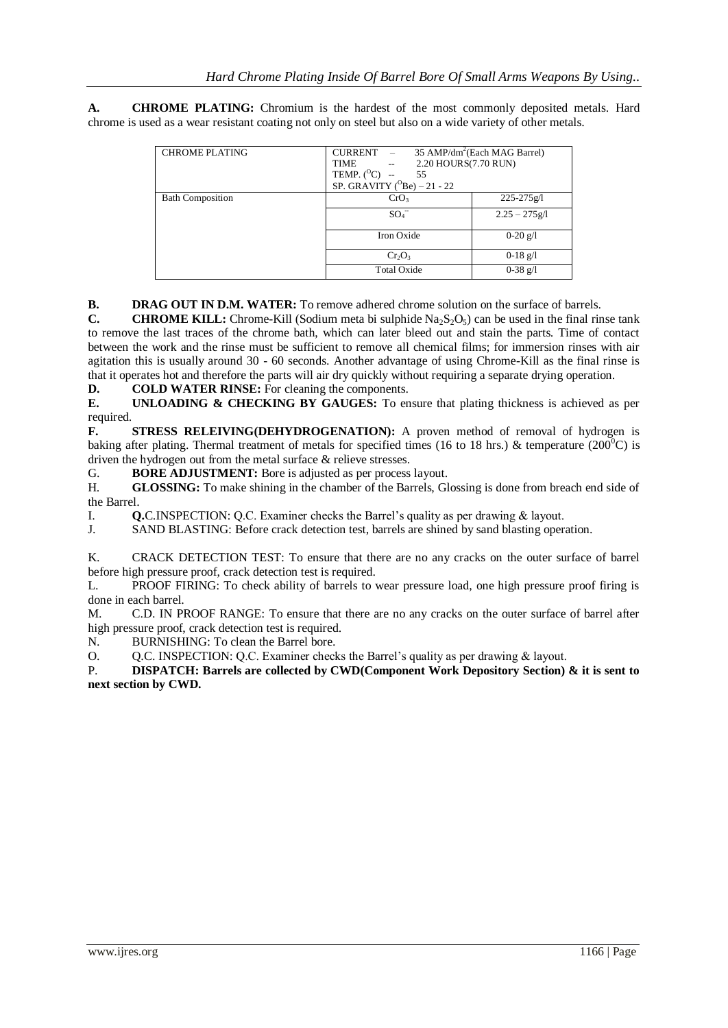**A. CHROME PLATING:** Chromium is the hardest of the most commonly deposited metals. Hard chrome is used as a wear resistant coating not only on steel but also on a wide variety of other metals.

| CHROME PLATING | CURRENT – 35 AMP/$dm^2$(Each MAG Barrel)<br>TIME -- 2.20 HOURS(7.70 RUN)<br>TEMP. ($^OC$) -- 55<br>SP. GRAVITY ($^OBe$) – 21 - 22 | |
|---|---|---|
| Bath Composition | $CrO_3$ | 225-275g/l |
| | $SO_4^{--}$ | 2.25 – 275g/l |
| | Iron Oxide | 0-20 g/l |
| | $Cr_2O_3$ | 0-18 g/l |
| | Total Oxide | 0-38 g/l |

**B. DRAG OUT IN D.M. WATER:** To remove adhered chrome solution on the surface of barrels.

**C. CHROME KILL:** Chrome-Kill (Sodium meta bi sulphide $Na_2S_2O_5$) can be used in the final rinse tank to remove the last traces of the chrome bath, which can later bleed out and stain the parts. Time of contact between the work and the rinse must be sufficient to remove all chemical films; for immersion rinses with air agitation this is usually around 30 - 60 seconds. Another advantage of using Chrome-Kill as the final rinse is that it operates hot and therefore the parts will air dry quickly without requiring a separate drying operation.

**D. COLD WATER RINSE:** For cleaning the components.

**E. UNLOADING & CHECKING BY GAUGES:** To ensure that plating thickness is achieved as per required.

**F. STRESS RELEIVING(DEHYDROGENATION):** A proven method of removal of hydrogen is baking after plating. Thermal treatment of metals for specified times (16 to 18 hrs.) & temperature (200$^0$C) is driven the hydrogen out from the metal surface & relieve stresses.

G. **BORE ADJUSTMENT:** Bore is adjusted as per process layout.

H. **GLOSSING:** To make shining in the chamber of the Barrels, Glossing is done from breach end side of the Barrel.

I. **Q.**C.INSPECTION: Q.C. Examiner checks the Barrel's quality as per drawing & layout.

J. SAND BLASTING: Before crack detection test, barrels are shined by sand blasting operation.

K. CRACK DETECTION TEST: To ensure that there are no any cracks on the outer surface of barrel before high pressure proof, crack detection test is required.

L. PROOF FIRING: To check ability of barrels to wear pressure load, one high pressure proof firing is done in each barrel.

M. C.D. IN PROOF RANGE: To ensure that there are no any cracks on the outer surface of barrel after high pressure proof, crack detection test is required.

N. BURNISHING: To clean the Barrel bore.

O. Q.C. INSPECTION: Q.C. Examiner checks the Barrel's quality as per drawing & layout.

P. **DISPATCH: Barrels are collected by CWD(Component Work Depository Section) & it is sent to next section by CWD.**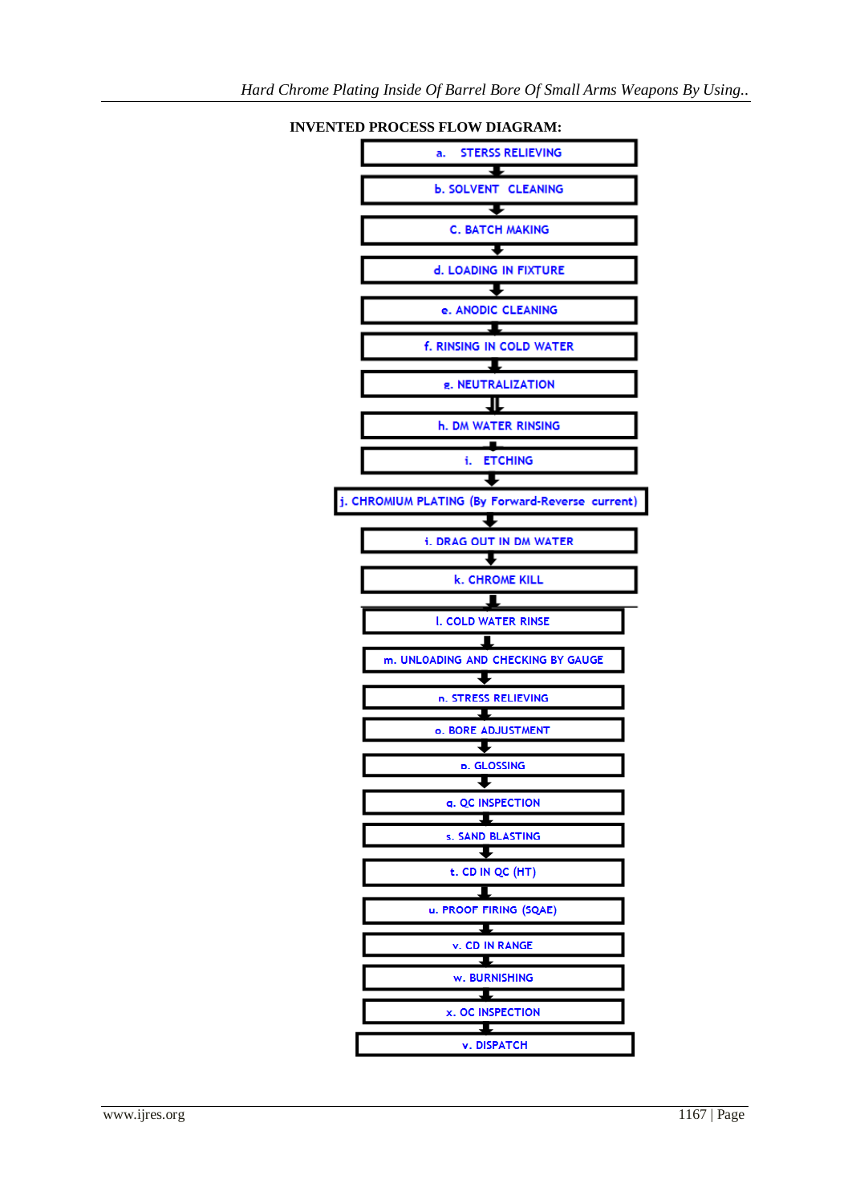**INVENTED PROCESS FLOW DIAGRAM:**

a. STERSS RELIEVING
↓
b. SOLVENT CLEANING
↓
C. BATCH MAKING
↓
d. LOADING IN FIXTURE
↓
e. ANODIC CLEANING
↓
f. RINSING IN COLD WATER
↓
g. NEUTRALIZATION
↓
h. DM WATER RINSING
↓
i. ETCHING
↓
j. CHROMIUM PLATING (By Forward-Reverse current)
↓
i. DRAG OUT IN DM WATER
↓
k. CHROME KILL
↓
l. COLD WATER RINSE
↓
m. UNLOADING AND CHECKING BY GAUGE
↓
n. STRESS RELIEVING
↓
o. BORE ADJUSTMENT
↓
p. GLOSSING
↓
q. QC INSPECTION
↓
s. SAND BLASTING
↓
t. CD IN QC (HT)
↓
u. PROOF FIRING (SQAE)
↓
v. CD IN RANGE
↓
w. BURNISHING
↓
x. QC INSPECTION
↓
y. DISPATCH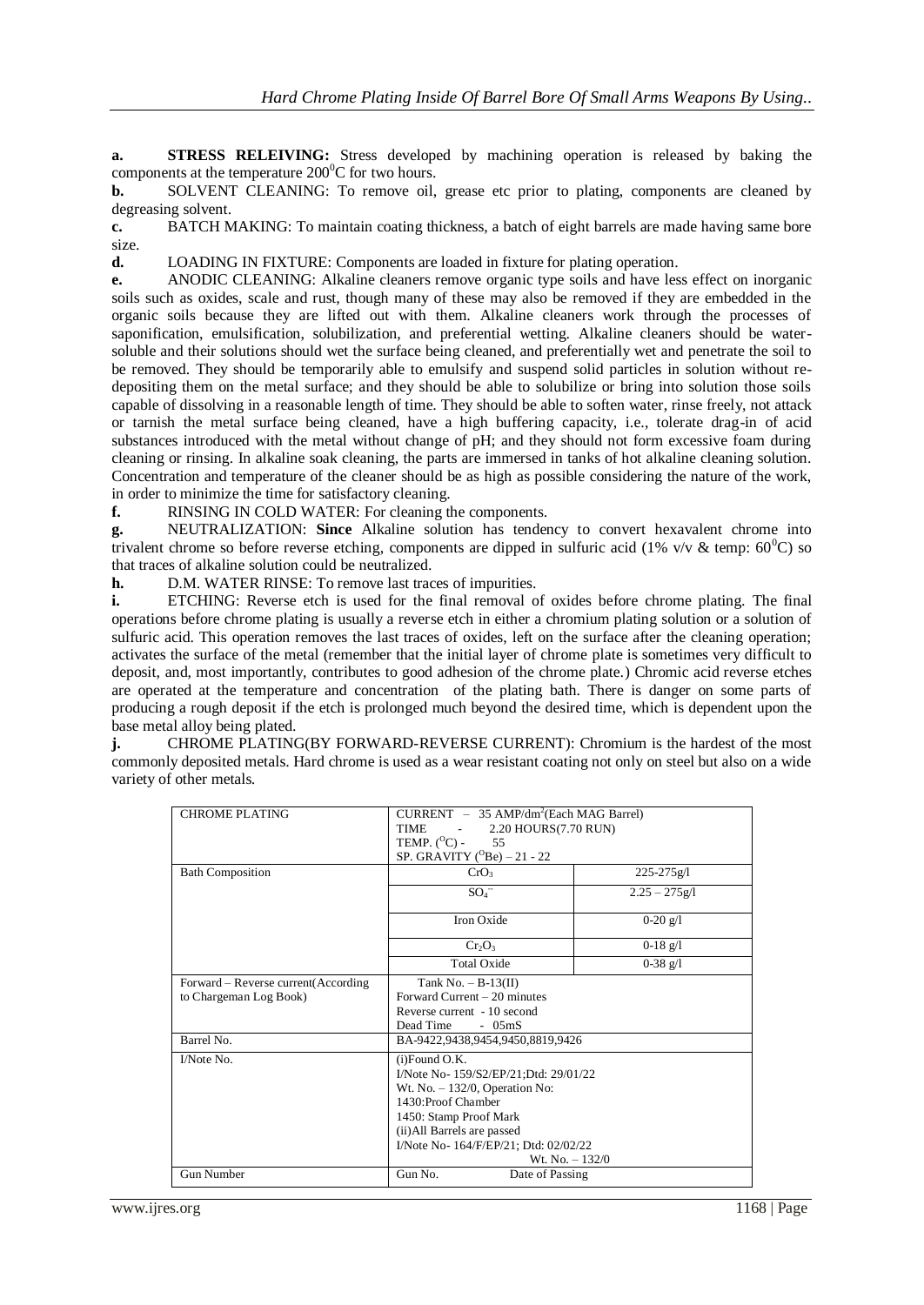**a.** **STRESS RELEIVING:** Stress developed by machining operation is released by baking the components at the temperature $200^0C$ for two hours.

**b.** SOLVENT CLEANING: To remove oil, grease etc prior to plating, components are cleaned by degreasing solvent.

**c.** BATCH MAKING: To maintain coating thickness, a batch of eight barrels are made having same bore size.

**d.** LOADING IN FIXTURE: Components are loaded in fixture for plating operation.

**e.** ANODIC CLEANING: Alkaline cleaners remove organic type soils and have less effect on inorganic soils such as oxides, scale and rust, though many of these may also be removed if they are embedded in the organic soils because they are lifted out with them. Alkaline cleaners work through the processes of saponification, emulsification, solubilization, and preferential wetting. Alkaline cleaners should be water-soluble and their solutions should wet the surface being cleaned, and preferentially wet and penetrate the soil to be removed. They should be temporarily able to emulsify and suspend solid particles in solution without re-depositing them on the metal surface; and they should be able to solubilize or bring into solution those soils capable of dissolving in a reasonable length of time. They should be able to soften water, rinse freely, not attack or tarnish the metal surface being cleaned, have a high buffering capacity, i.e., tolerate drag-in of acid substances introduced with the metal without change of pH; and they should not form excessive foam during cleaning or rinsing. In alkaline soak cleaning, the parts are immersed in tanks of hot alkaline cleaning solution. Concentration and temperature of the cleaner should be as high as possible considering the nature of the work, in order to minimize the time for satisfactory cleaning.

**f.** RINSING IN COLD WATER: For cleaning the components.

**g.** NEUTRALIZATION: **Since** Alkaline solution has tendency to convert hexavalent chrome into trivalent chrome so before reverse etching, components are dipped in sulfuric acid (1% v/v & temp: $60^0C$) so that traces of alkaline solution could be neutralized.

**h.** D.M. WATER RINSE: To remove last traces of impurities.

**i.** ETCHING: Reverse etch is used for the final removal of oxides before chrome plating. The final operations before chrome plating is usually a reverse etch in either a chromium plating solution or a solution of sulfuric acid. This operation removes the last traces of oxides, left on the surface after the cleaning operation; activates the surface of the metal (remember that the initial layer of chrome plate is sometimes very difficult to deposit, and, most importantly, contributes to good adhesion of the chrome plate.) Chromic acid reverse etches are operated at the temperature and concentration of the plating bath. There is danger on some parts of producing a rough deposit if the etch is prolonged much beyond the desired time, which is dependent upon the base metal alloy being plated.

**j.** CHROME PLATING(BY FORWARD-REVERSE CURRENT): Chromium is the hardest of the most commonly deposited metals. Hard chrome is used as a wear resistant coating not only on steel but also on a wide variety of other metals.

| CHROME PLATING | CURRENT – 35 $AMP/dm^2$(Each MAG Barrel)<br>TIME - 2.20 HOURS(7.70 RUN)<br>TEMP. ($^OC$) - 55<br>SP. GRAVITY ($^OBe$) – 21 - 22 | |
|---|---|---|
| Bath Composition | $CrO_3$ | 225-275g/l |
| | $SO_4^{--}$ | 2.25 – 275g/l |
| | Iron Oxide | 0-20 g/l |
| | $Cr_2O_3$ | 0-18 g/l |
| | Total Oxide | 0-38 g/l |
| Forward – Reverse current(According to Chargeman Log Book) | Tank No. – B-13(II)<br>Forward Current – 20 minutes<br>Reverse current - 10 second<br>Dead Time - 05mS | |
| Barrel No. | BA-9422,9438,9454,9450,8819,9426 | |
| I/Note No. | (i)Found O.K.<br>I/Note No- 159/S2/EP/21;Dtd: 29/01/22<br>Wt. No. – 132/0, Operation No:<br>1430:Proof Chamber<br>1450: Stamp Proof Mark<br>(ii)All Barrels are passed<br>I/Note No- 164/F/EP/21; Dtd: 02/02/22<br>Wt. No. – 132/0 | |
| Gun Number | Gun No. Date of Passing | |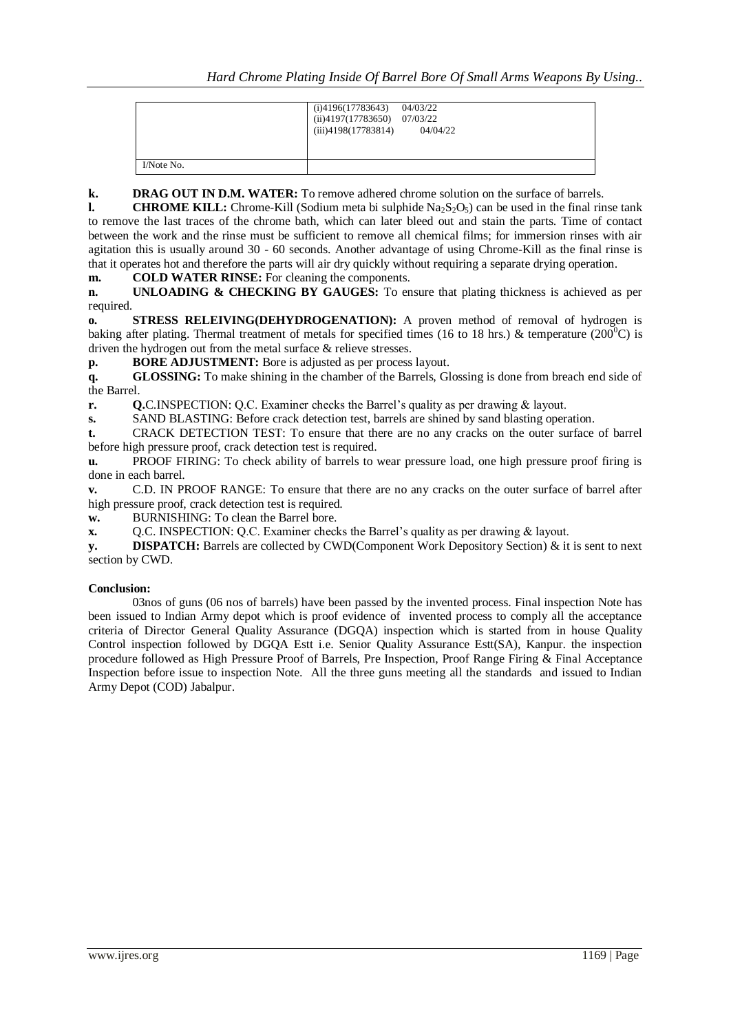| | |
|---|---|
| | (i)4196(17783643) 04/03/22<br>(ii)4197(17783650) 07/03/22<br>(iii)4198(17783814) 04/04/22 |
| I/Note No. | |

**k. DRAG OUT IN D.M. WATER:** To remove adhered chrome solution on the surface of barrels.

**l. CHROME KILL:** Chrome-Kill (Sodium meta bi sulphide $Na_2S_2O_5$) can be used in the final rinse tank to remove the last traces of the chrome bath, which can later bleed out and stain the parts. Time of contact between the work and the rinse must be sufficient to remove all chemical films; for immersion rinses with air agitation this is usually around 30 - 60 seconds. Another advantage of using Chrome-Kill as the final rinse is that it operates hot and therefore the parts will air dry quickly without requiring a separate drying operation.

**m. COLD WATER RINSE:** For cleaning the components.

**n. UNLOADING & CHECKING BY GAUGES:** To ensure that plating thickness is achieved as per required.

**o. STRESS RELEIVING(DEHYDROGENATION):** A proven method of removal of hydrogen is baking after plating. Thermal treatment of metals for specified times (16 to 18 hrs.) & temperature ($200^0$C) is driven the hydrogen out from the metal surface & relieve stresses.

**p. BORE ADJUSTMENT:** Bore is adjusted as per process layout.

**q. GLOSSING:** To make shining in the chamber of the Barrels, Glossing is done from breach end side of the Barrel.

**r. Q.**C.INSPECTION: Q.C. Examiner checks the Barrel's quality as per drawing & layout.

**s.** SAND BLASTING: Before crack detection test, barrels are shined by sand blasting operation.

**t.** CRACK DETECTION TEST: To ensure that there are no any cracks on the outer surface of barrel before high pressure proof, crack detection test is required.

**u.** PROOF FIRING: To check ability of barrels to wear pressure load, one high pressure proof firing is done in each barrel.

**v.** C.D. IN PROOF RANGE: To ensure that there are no any cracks on the outer surface of barrel after high pressure proof, crack detection test is required.

**w.** BURNISHING: To clean the Barrel bore.

**x.** Q.C. INSPECTION: Q.C. Examiner checks the Barrel's quality as per drawing & layout.

**y. DISPATCH:** Barrels are collected by CWD(Component Work Depository Section) & it is sent to next section by CWD.

**Conclusion:**

03nos of guns (06 nos of barrels) have been passed by the invented process. Final inspection Note has been issued to Indian Army depot which is proof evidence of invented process to comply all the acceptance criteria of Director General Quality Assurance (DGQA) inspection which is started from in house Quality Control inspection followed by DGQA Estt i.e. Senior Quality Assurance Estt(SA), Kanpur. the inspection procedure followed as High Pressure Proof of Barrels, Pre Inspection, Proof Range Firing & Final Acceptance Inspection before issue to inspection Note. All the three guns meeting all the standards and issued to Indian Army Depot (COD) Jabalpur.